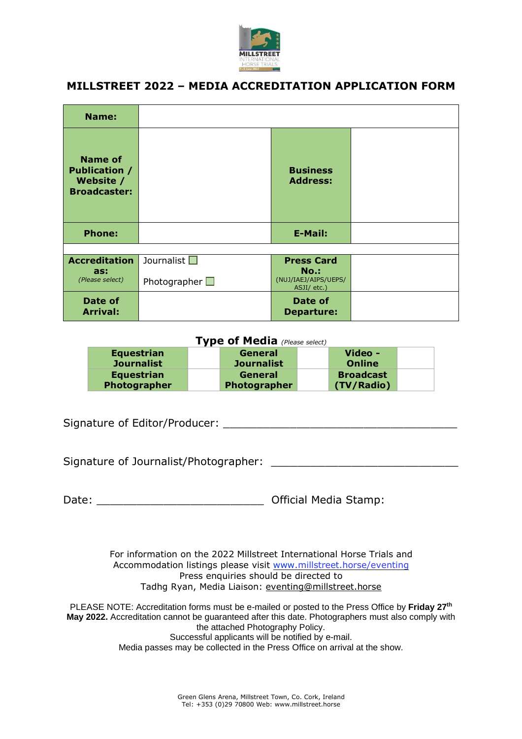# MILLSTREET 2022 – MEDIA ACCREDITATION APPLICATION FORM

| **Name:** | | | |
|---|---|---|---|
| **Name of Publication / Website / Broadcaster:** | | **Business Address:** | |
| **Phone:** | | **E-Mail:** | |
| | | | |
| **Accreditation as:** *(Please select)* | Journalist ☐ Photographer ☐ | **Press Card No.:** (NUJ/IAEJ/AIPS/UEPS/ ASJI/ etc.) | |
| **Date of Arrival:** | | **Date of Departure:** | |

**Type of Media** *(Please select)*

| **Equestrian Journalist** | | **General Journalist** | | **Video - Online** | |
|---|---|---|---|---|---|
| **Equestrian Photographer** | | **General Photographer** | | **Broadcast (TV/Radio)** | |

Signature of Editor/Producer: ___________________________________

Signature of Journalist/Photographer: ____________________________

Date: _________________________ Official Media Stamp:

For information on the 2022 Millstreet International Horse Trials and Accommodation listings please visit www.millstreet.horse/eventing
Press enquiries should be directed to
Tadhg Ryan, Media Liaison: eventing@millstreet.horse

PLEASE NOTE: Accreditation forms must be e-mailed or posted to the Press Office by **Friday 27th May 2022.** Accreditation cannot be guaranteed after this date. Photographers must also comply with the attached Photography Policy.
Successful applicants will be notified by e-mail.
Media passes may be collected in the Press Office on arrival at the show.

Green Glens Arena, Millstreet Town, Co. Cork, Ireland
Tel: +353 (0)29 70800 Web: www.millstreet.horse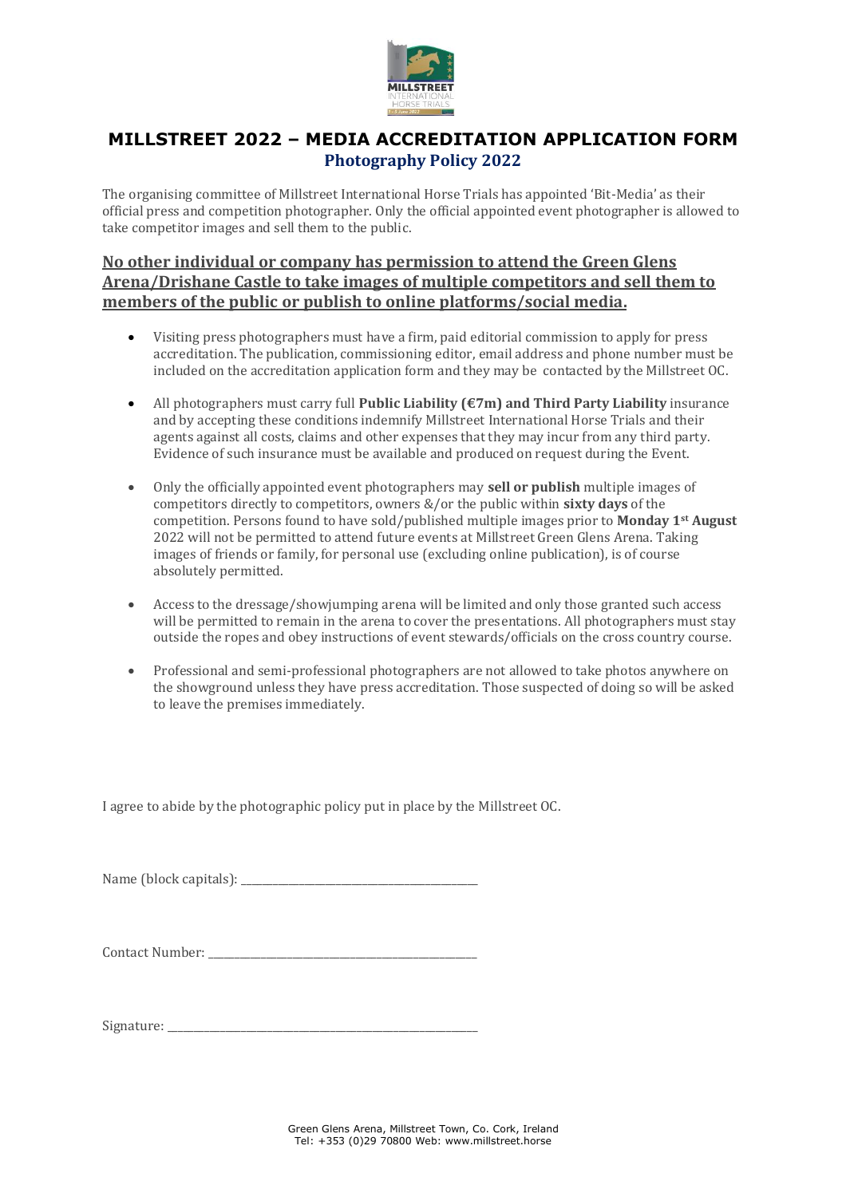# MILLSTREET 2022 – MEDIA ACCREDITATION APPLICATION FORM

## Photography Policy 2022

The organising committee of Millstreet International Horse Trials has appointed 'Bit-Media' as their official press and competition photographer. Only the official appointed event photographer is allowed to take competitor images and sell them to the public.

**No other individual or company has permission to attend the Green Glens Arena/Drishane Castle to take images of multiple competitors and sell them to members of the public or publish to online platforms/social media.**

- Visiting press photographers must have a firm, paid editorial commission to apply for press accreditation. The publication, commissioning editor, email address and phone number must be included on the accreditation application form and they may be contacted by the Millstreet OC.
- All photographers must carry full **Public Liability (€7m) and Third Party Liability** insurance and by accepting these conditions indemnify Millstreet International Horse Trials and their agents against all costs, claims and other expenses that they may incur from any third party. Evidence of such insurance must be available and produced on request during the Event.
- Only the officially appointed event photographers may **sell or publish** multiple images of competitors directly to competitors, owners &/or the public within **sixty days** of the competition. Persons found to have sold/published multiple images prior to **Monday 1st August** 2022 will not be permitted to attend future events at Millstreet Green Glens Arena. Taking images of friends or family, for personal use (excluding online publication), is of course absolutely permitted.
- Access to the dressage/showjumping arena will be limited and only those granted such access will be permitted to remain in the arena to cover the presentations. All photographers must stay outside the ropes and obey instructions of event stewards/officials on the cross country course.
- Professional and semi-professional photographers are not allowed to take photos anywhere on the showground unless they have press accreditation. Those suspected of doing so will be asked to leave the premises immediately.

I agree to abide by the photographic policy put in place by the Millstreet OC.

Name (block capitals): ___________________________________

Contact Number: ______________________________________

Signature: ____________________________________________

Green Glens Arena, Millstreet Town, Co. Cork, Ireland
Tel: +353 (0)29 70800 Web: www.millstreet.horse